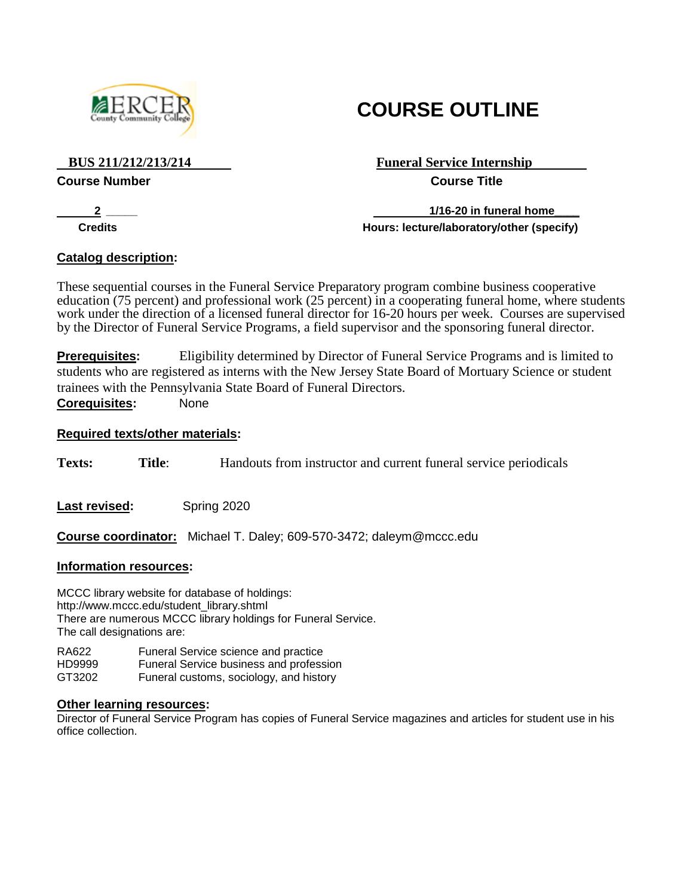MERCER County Community College

# COURSE OUTLINE

| **BUS 211/212/213/214** | **Funeral Service Internship** |
|---|---|
| **Course Number** | **Course Title** |
| **2** | **1/16-20 in funeral home** |
| **Credits** | **Hours: lecture/laboratory/other (specify)** |

**Catalog description:**

These sequential courses in the Funeral Service Preparatory program combine business cooperative education (75 percent) and professional work (25 percent) in a cooperating funeral home, where students work under the direction of a licensed funeral director for 16-20 hours per week. Courses are supervised by the Director of Funeral Service Programs, a field supervisor and the sponsoring funeral director.

**Prerequisites:** Eligibility determined by Director of Funeral Service Programs and is limited to students who are registered as interns with the New Jersey State Board of Mortuary Science or student trainees with the Pennsylvania State Board of Funeral Directors.

**Corequisites:** None

**Required texts/other materials:**

**Texts:** **Title:** Handouts from instructor and current funeral service periodicals

**Last revised:** Spring 2020

**Course coordinator:** Michael T. Daley; 609-570-3472; daleym@mccc.edu

**Information resources:**

MCCC library website for database of holdings:
http://www.mccc.edu/student_library.shtml
There are numerous MCCC library holdings for Funeral Service.
The call designations are:

| | |
|---|---|
| RA622 | Funeral Service science and practice |
| HD9999 | Funeral Service business and profession |
| GT3202 | Funeral customs, sociology, and history |

**Other learning resources:**
Director of Funeral Service Program has copies of Funeral Service magazines and articles for student use in his office collection.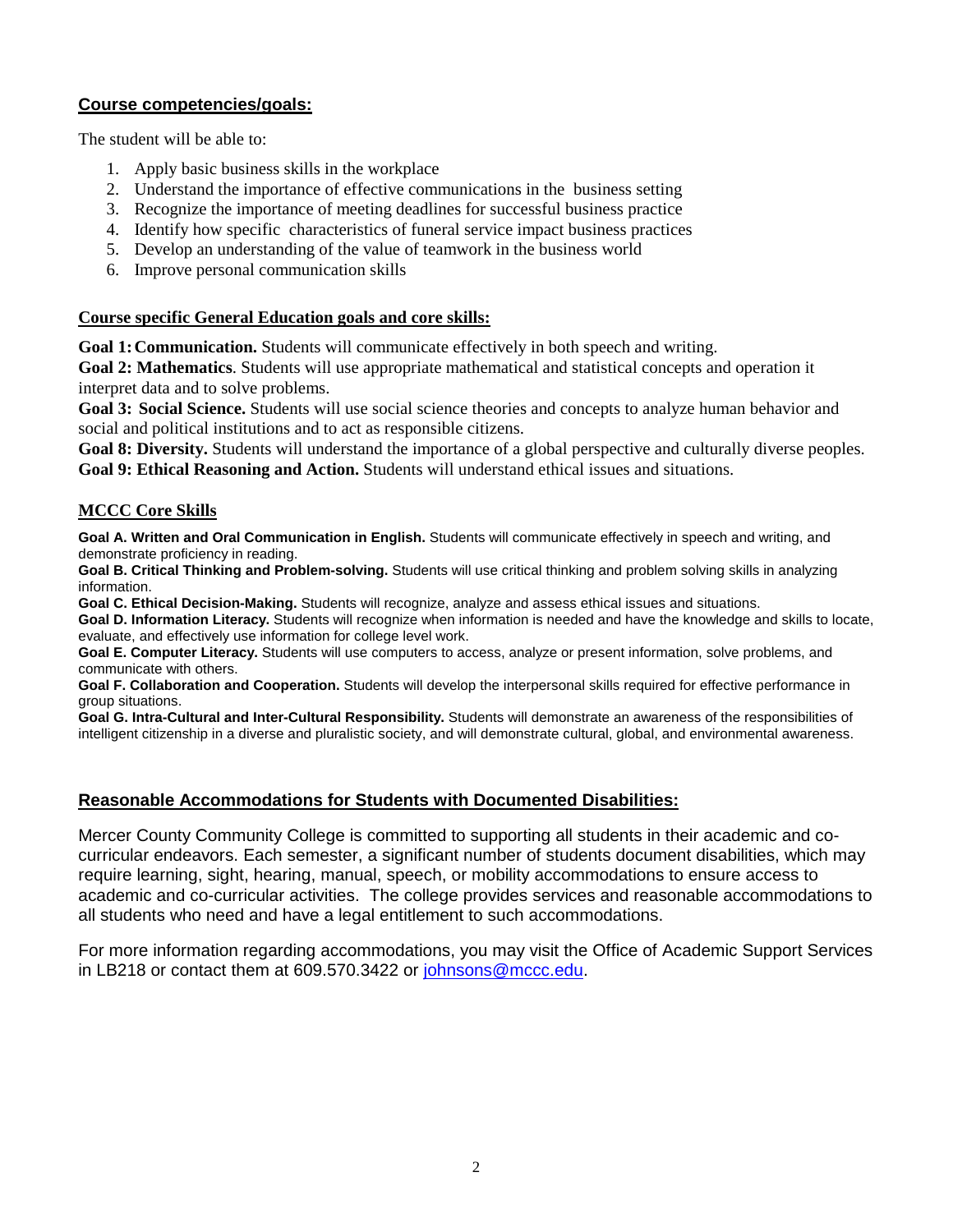## Course competencies/goals:

The student will be able to:

1. Apply basic business skills in the workplace
2. Understand the importance of effective communications in the business setting
3. Recognize the importance of meeting deadlines for successful business practice
4. Identify how specific characteristics of funeral service impact business practices
5. Develop an understanding of the value of teamwork in the business world
6. Improve personal communication skills

## Course specific General Education goals and core skills:

**Goal 1: Communication.** Students will communicate effectively in both speech and writing.
**Goal 2: Mathematics**. Students will use appropriate mathematical and statistical concepts and operation it interpret data and to solve problems.
**Goal 3: Social Science.** Students will use social science theories and concepts to analyze human behavior and social and political institutions and to act as responsible citizens.
**Goal 8: Diversity.** Students will understand the importance of a global perspective and culturally diverse peoples.
**Goal 9: Ethical Reasoning and Action.** Students will understand ethical issues and situations.

## MCCC Core Skills

**Goal A. Written and Oral Communication in English.** Students will communicate effectively in speech and writing, and demonstrate proficiency in reading.
**Goal B. Critical Thinking and Problem-solving.** Students will use critical thinking and problem solving skills in analyzing information.
**Goal C. Ethical Decision-Making.** Students will recognize, analyze and assess ethical issues and situations.
**Goal D. Information Literacy.** Students will recognize when information is needed and have the knowledge and skills to locate, evaluate, and effectively use information for college level work.
**Goal E. Computer Literacy.** Students will use computers to access, analyze or present information, solve problems, and communicate with others.
**Goal F. Collaboration and Cooperation.** Students will develop the interpersonal skills required for effective performance in group situations.
**Goal G. Intra-Cultural and Inter-Cultural Responsibility.** Students will demonstrate an awareness of the responsibilities of intelligent citizenship in a diverse and pluralistic society, and will demonstrate cultural, global, and environmental awareness.

## Reasonable Accommodations for Students with Documented Disabilities:

Mercer County Community College is committed to supporting all students in their academic and co-curricular endeavors. Each semester, a significant number of students document disabilities, which may require learning, sight, hearing, manual, speech, or mobility accommodations to ensure access to academic and co-curricular activities. The college provides services and reasonable accommodations to all students who need and have a legal entitlement to such accommodations.

For more information regarding accommodations, you may visit the Office of Academic Support Services in LB218 or contact them at 609.570.3422 or johnsons@mccc.edu.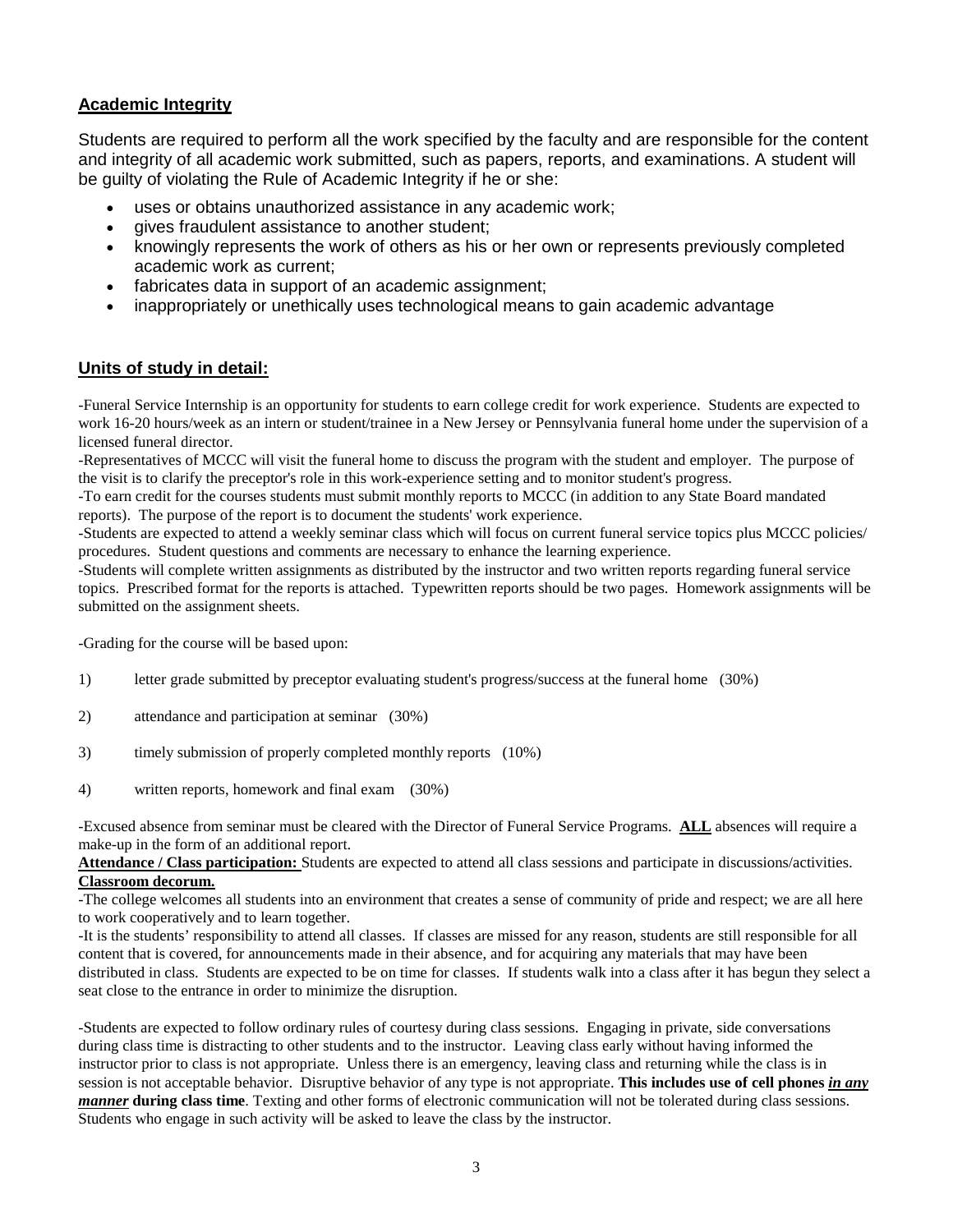## **Academic Integrity**

Students are required to perform all the work specified by the faculty and are responsible for the content and integrity of all academic work submitted, such as papers, reports, and examinations. A student will be guilty of violating the Rule of Academic Integrity if he or she:

- uses or obtains unauthorized assistance in any academic work;
- gives fraudulent assistance to another student;
- knowingly represents the work of others as his or her own or represents previously completed academic work as current;
- fabricates data in support of an academic assignment;
- inappropriately or unethically uses technological means to gain academic advantage

## **Units of study in detail:**

-Funeral Service Internship is an opportunity for students to earn college credit for work experience. Students are expected to work 16-20 hours/week as an intern or student/trainee in a New Jersey or Pennsylvania funeral home under the supervision of a licensed funeral director.

-Representatives of MCCC will visit the funeral home to discuss the program with the student and employer. The purpose of the visit is to clarify the preceptor's role in this work-experience setting and to monitor student's progress.

-To earn credit for the courses students must submit monthly reports to MCCC (in addition to any State Board mandated reports). The purpose of the report is to document the students' work experience.

-Students are expected to attend a weekly seminar class which will focus on current funeral service topics plus MCCC policies/ procedures. Student questions and comments are necessary to enhance the learning experience.

-Students will complete written assignments as distributed by the instructor and two written reports regarding funeral service topics. Prescribed format for the reports is attached. Typewritten reports should be two pages. Homework assignments will be submitted on the assignment sheets.

-Grading for the course will be based upon:

1) letter grade submitted by preceptor evaluating student's progress/success at the funeral home (30%)

2) attendance and participation at seminar (30%)

3) timely submission of properly completed monthly reports (10%)

4) written reports, homework and final exam (30%)

-Excused absence from seminar must be cleared with the Director of Funeral Service Programs. **ALL** absences will require a make-up in the form of an additional report.

**Attendance / Class participation:** Students are expected to attend all class sessions and participate in discussions/activities.

**Classroom decorum.**

-The college welcomes all students into an environment that creates a sense of community of pride and respect; we are all here to work cooperatively and to learn together.

-It is the students' responsibility to attend all classes. If classes are missed for any reason, students are still responsible for all content that is covered, for announcements made in their absence, and for acquiring any materials that may have been distributed in class. Students are expected to be on time for classes. If students walk into a class after it has begun they select a seat close to the entrance in order to minimize the disruption.

-Students are expected to follow ordinary rules of courtesy during class sessions. Engaging in private, side conversations during class time is distracting to other students and to the instructor. Leaving class early without having informed the instructor prior to class is not appropriate. Unless there is an emergency, leaving class and returning while the class is in session is not acceptable behavior. Disruptive behavior of any type is not appropriate. **This includes use of cell phones *in any manner* during class time**. Texting and other forms of electronic communication will not be tolerated during class sessions. Students who engage in such activity will be asked to leave the class by the instructor.